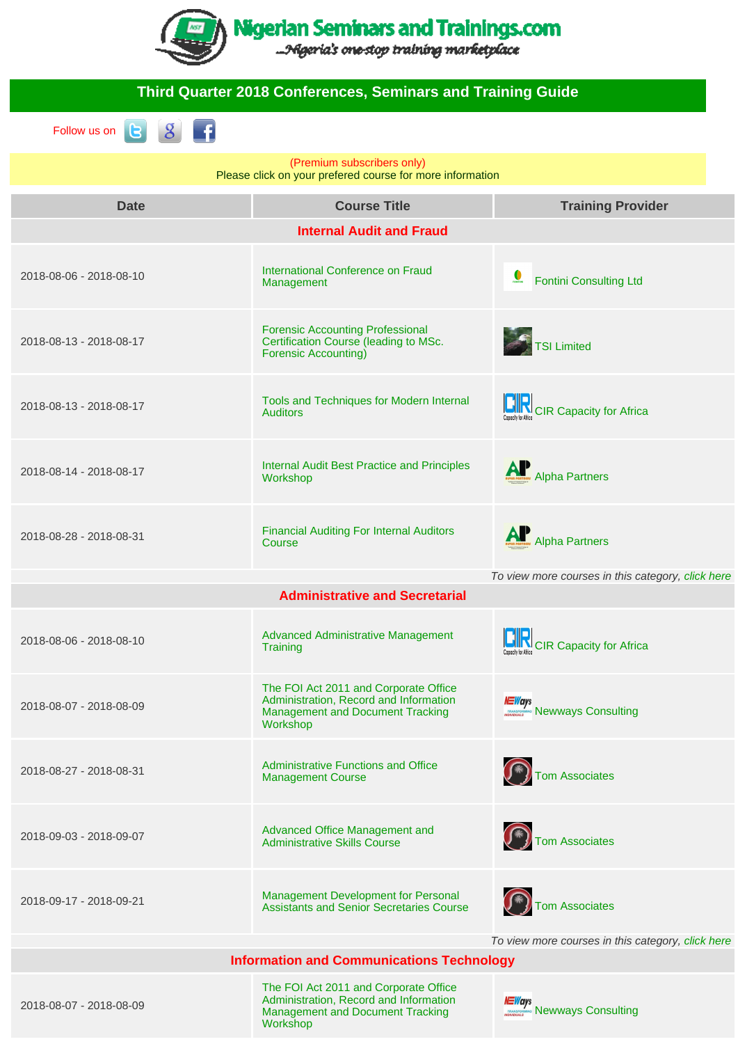# Nigerian Seminars and Trainings.com

*...Nigeria's one-stop training marketplace*

## Third Quarter 2018 Conferences, Seminars and Training Guide

Follow us on

(Premium subscribers only)
Please click on your prefered course for more information

| Date | Course Title | Training Provider |
|---|---|---|
| **Internal Audit and Fraud** | | |
| 2018-08-06 - 2018-08-10 | International Conference on Fraud Management | Fontini Consulting Ltd |
| 2018-08-13 - 2018-08-17 | Forensic Accounting Professional Certification Course (leading to MSc. Forensic Accounting) | TSI Limited |
| 2018-08-13 - 2018-08-17 | Tools and Techniques for Modern Internal Auditors | CIR Capacity for Africa |
| 2018-08-14 - 2018-08-17 | Internal Audit Best Practice and Principles Workshop | Alpha Partners |
| 2018-08-28 - 2018-08-31 | Financial Auditing For Internal Auditors Course | Alpha Partners |
| | | *To view more courses in this category, click here* |
| **Administrative and Secretarial** | | |
| 2018-08-06 - 2018-08-10 | Advanced Administrative Management Training | CIR Capacity for Africa |
| 2018-08-07 - 2018-08-09 | The FOI Act 2011 and Corporate Office Administration, Record and Information Management and Document Tracking Workshop | Newways Consulting |
| 2018-08-27 - 2018-08-31 | Administrative Functions and Office Management Course | Tom Associates |
| 2018-09-03 - 2018-09-07 | Advanced Office Management and Administrative Skills Course | Tom Associates |
| 2018-09-17 - 2018-09-21 | Management Development for Personal Assistants and Senior Secretaries Course | Tom Associates |
| | | *To view more courses in this category, click here* |
| **Information and Communications Technology** | | |
| 2018-08-07 - 2018-08-09 | The FOI Act 2011 and Corporate Office Administration, Record and Information Management and Document Tracking Workshop | Newways Consulting |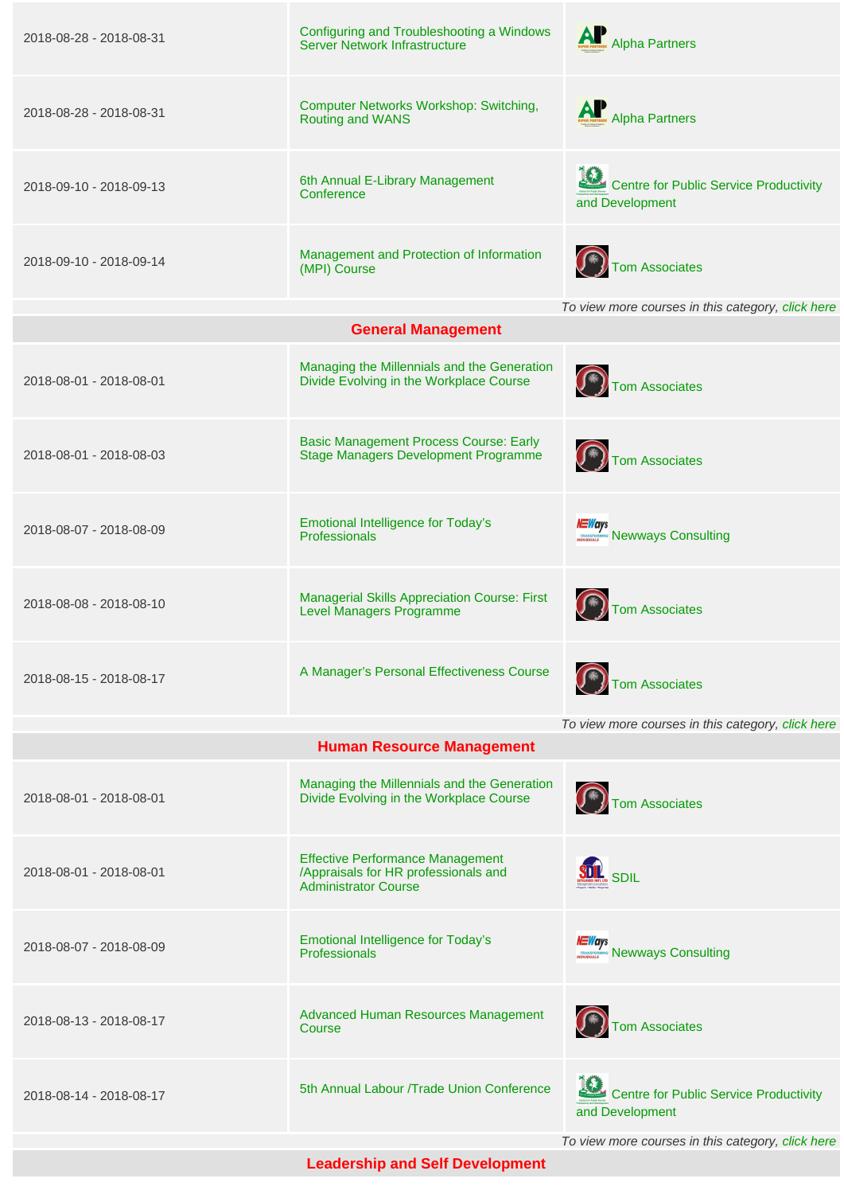| | | |
|---|---|---|
| 2018-08-28 - 2018-08-31 | Configuring and Troubleshooting a Windows Server Network Infrastructure | Alpha Partners |
| 2018-08-28 - 2018-08-31 | Computer Networks Workshop: Switching, Routing and WANS | Alpha Partners |
| 2018-09-10 - 2018-09-13 | 6th Annual E-Library Management Conference | Centre for Public Service Productivity and Development |
| 2018-09-10 - 2018-09-14 | Management and Protection of Information (MPI) Course | Tom Associates |

*To view more courses in this category, click here*

## General Management

| | | |
|---|---|---|
| 2018-08-01 - 2018-08-01 | Managing the Millennials and the Generation Divide Evolving in the Workplace Course | Tom Associates |
| 2018-08-01 - 2018-08-03 | Basic Management Process Course: Early Stage Managers Development Programme | Tom Associates |
| 2018-08-07 - 2018-08-09 | Emotional Intelligence for Today's Professionals | Newways Consulting |
| 2018-08-08 - 2018-08-10 | Managerial Skills Appreciation Course: First Level Managers Programme | Tom Associates |
| 2018-08-15 - 2018-08-17 | A Manager's Personal Effectiveness Course | Tom Associates |

*To view more courses in this category, click here*

## Human Resource Management

| | | |
|---|---|---|
| 2018-08-01 - 2018-08-01 | Managing the Millennials and the Generation Divide Evolving in the Workplace Course | Tom Associates |
| 2018-08-01 - 2018-08-01 | Effective Performance Management /Appraisals for HR professionals and Administrator Course | SDIL |
| 2018-08-07 - 2018-08-09 | Emotional Intelligence for Today's Professionals | Newways Consulting |
| 2018-08-13 - 2018-08-17 | Advanced Human Resources Management Course | Tom Associates |
| 2018-08-14 - 2018-08-17 | 5th Annual Labour /Trade Union Conference | Centre for Public Service Productivity and Development |

*To view more courses in this category, click here*

## Leadership and Self Development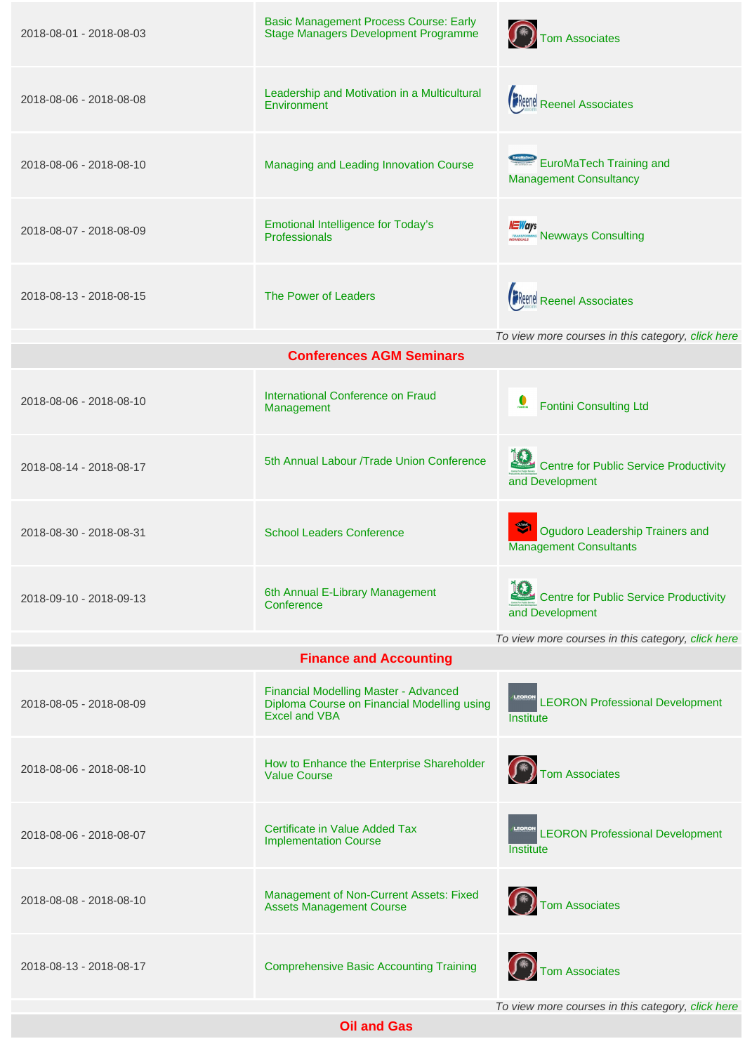| | | |
|---|---|---|
| 2018-08-01 - 2018-08-03 | Basic Management Process Course: Early Stage Managers Development Programme | Tom Associates |
| 2018-08-06 - 2018-08-08 | Leadership and Motivation in a Multicultural Environment | Reenel Associates |
| 2018-08-06 - 2018-08-10 | Managing and Leading Innovation Course | EuroMaTech Training and Management Consultancy |
| 2018-08-07 - 2018-08-09 | Emotional Intelligence for Today's Professionals | Newways Consulting |
| 2018-08-13 - 2018-08-15 | The Power of Leaders | Reenel Associates |

*To view more courses in this category, click here*

## Conferences AGM Seminars

| | | |
|---|---|---|
| 2018-08-06 - 2018-08-10 | International Conference on Fraud Management | Fontini Consulting Ltd |
| 2018-08-14 - 2018-08-17 | 5th Annual Labour /Trade Union Conference | Centre for Public Service Productivity and Development |
| 2018-08-30 - 2018-08-31 | School Leaders Conference | Ogudoro Leadership Trainers and Management Consultants |
| 2018-09-10 - 2018-09-13 | 6th Annual E-Library Management Conference | Centre for Public Service Productivity and Development |

*To view more courses in this category, click here*

## Finance and Accounting

| | | |
|---|---|---|
| 2018-08-05 - 2018-08-09 | Financial Modelling Master - Advanced Diploma Course on Financial Modelling using Excel and VBA | LEORON Professional Development Institute |
| 2018-08-06 - 2018-08-10 | How to Enhance the Enterprise Shareholder Value Course | Tom Associates |
| 2018-08-06 - 2018-08-07 | Certificate in Value Added Tax Implementation Course | LEORON Professional Development Institute |
| 2018-08-08 - 2018-08-10 | Management of Non-Current Assets: Fixed Assets Management Course | Tom Associates |
| 2018-08-13 - 2018-08-17 | Comprehensive Basic Accounting Training | Tom Associates |

*To view more courses in this category, click here*

## Oil and Gas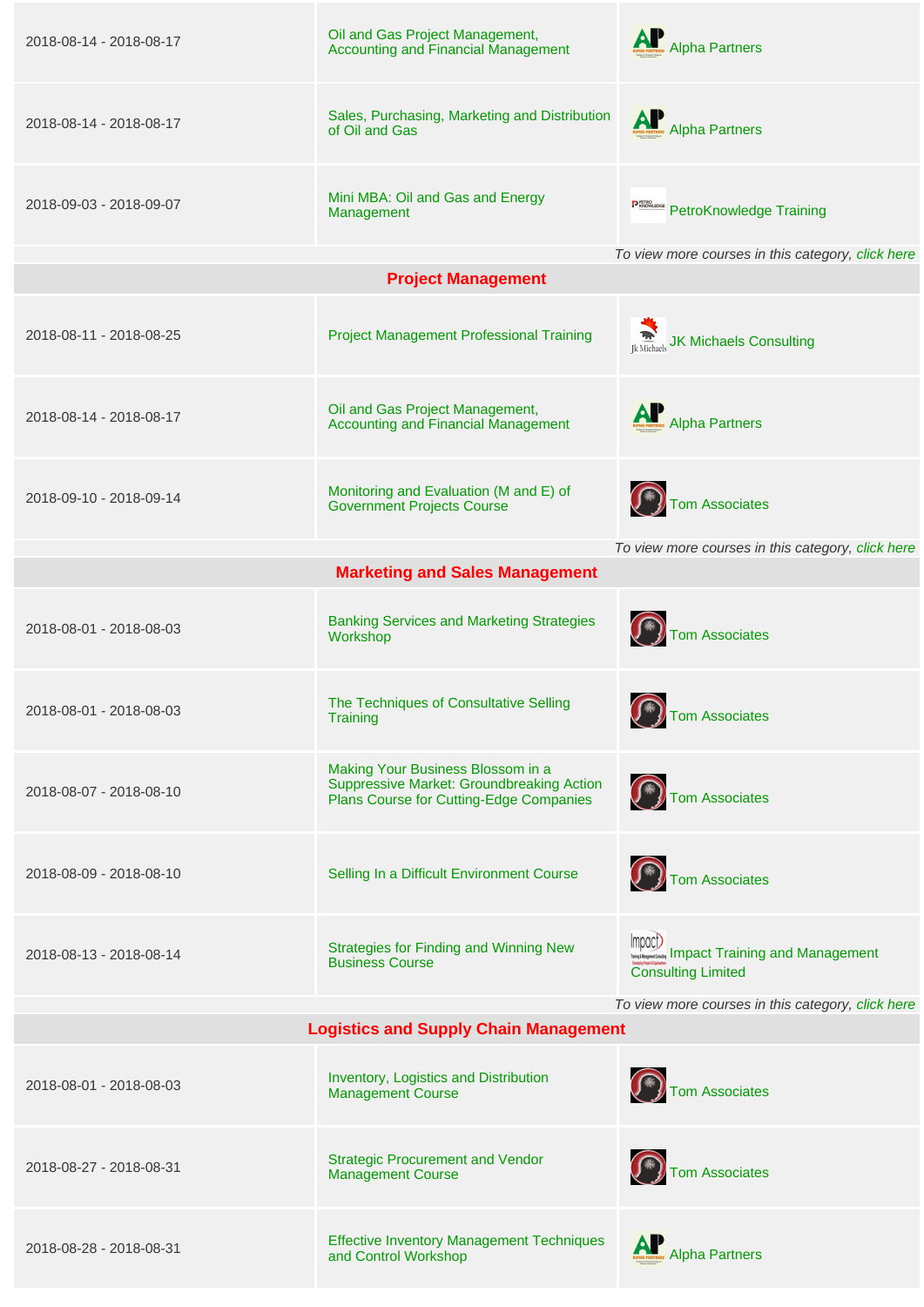| | | |
|---|---|---|
| 2018-08-14 - 2018-08-17 | Oil and Gas Project Management, Accounting and Financial Management | Alpha Partners |
| 2018-08-14 - 2018-08-17 | Sales, Purchasing, Marketing and Distribution of Oil and Gas | Alpha Partners |
| 2018-09-03 - 2018-09-07 | Mini MBA: Oil and Gas and Energy Management | PetroKnowledge Training |

*To view more courses in this category, click here*

## Project Management

| | | |
|---|---|---|
| 2018-08-11 - 2018-08-25 | Project Management Professional Training | JK Michaels Consulting |
| 2018-08-14 - 2018-08-17 | Oil and Gas Project Management, Accounting and Financial Management | Alpha Partners |
| 2018-09-10 - 2018-09-14 | Monitoring and Evaluation (M and E) of Government Projects Course | Tom Associates |

*To view more courses in this category, click here*

## Marketing and Sales Management

| | | |
|---|---|---|
| 2018-08-01 - 2018-08-03 | Banking Services and Marketing Strategies Workshop | Tom Associates |
| 2018-08-01 - 2018-08-03 | The Techniques of Consultative Selling Training | Tom Associates |
| 2018-08-07 - 2018-08-10 | Making Your Business Blossom in a Suppressive Market: Groundbreaking Action Plans Course for Cutting-Edge Companies | Tom Associates |
| 2018-08-09 - 2018-08-10 | Selling In a Difficult Environment Course | Tom Associates |
| 2018-08-13 - 2018-08-14 | Strategies for Finding and Winning New Business Course | Impact Training and Management Consulting Limited |

*To view more courses in this category, click here*

## Logistics and Supply Chain Management

| | | |
|---|---|---|
| 2018-08-01 - 2018-08-03 | Inventory, Logistics and Distribution Management Course | Tom Associates |
| 2018-08-27 - 2018-08-31 | Strategic Procurement and Vendor Management Course | Tom Associates |
| 2018-08-28 - 2018-08-31 | Effective Inventory Management Techniques and Control Workshop | Alpha Partners |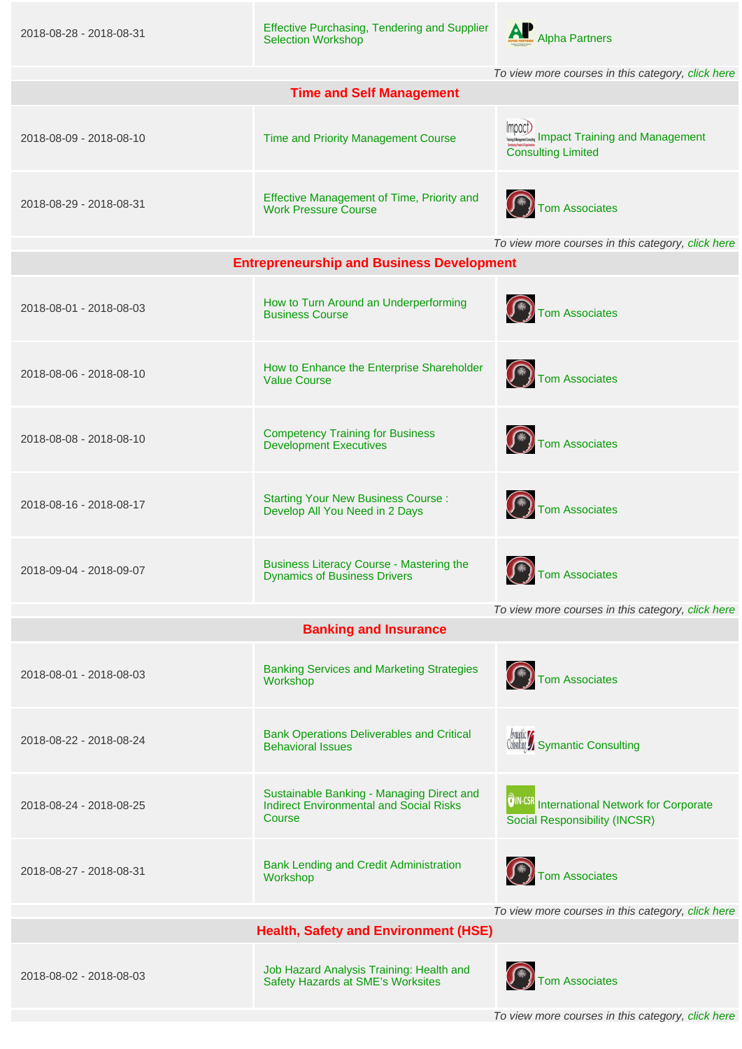| | | |
|---|---|---|
| 2018-08-28 - 2018-08-31 | Effective Purchasing, Tendering and Supplier Selection Workshop | Alpha Partners |

*To view more courses in this category, click here*

## Time and Self Management

| | | |
|---|---|---|
| 2018-08-09 - 2018-08-10 | Time and Priority Management Course | Impact Training and Management Consulting Limited |
| 2018-08-29 - 2018-08-31 | Effective Management of Time, Priority and Work Pressure Course | Tom Associates |

*To view more courses in this category, click here*

## Entrepreneurship and Business Development

| | | |
|---|---|---|
| 2018-08-01 - 2018-08-03 | How to Turn Around an Underperforming Business Course | Tom Associates |
| 2018-08-06 - 2018-08-10 | How to Enhance the Enterprise Shareholder Value Course | Tom Associates |
| 2018-08-08 - 2018-08-10 | Competency Training for Business Development Executives | Tom Associates |
| 2018-08-16 - 2018-08-17 | Starting Your New Business Course : Develop All You Need in 2 Days | Tom Associates |
| 2018-09-04 - 2018-09-07 | Business Literacy Course - Mastering the Dynamics of Business Drivers | Tom Associates |

*To view more courses in this category, click here*

## Banking and Insurance

| | | |
|---|---|---|
| 2018-08-01 - 2018-08-03 | Banking Services and Marketing Strategies Workshop | Tom Associates |
| 2018-08-22 - 2018-08-24 | Bank Operations Deliverables and Critical Behavioral Issues | Symantic Consulting |
| 2018-08-24 - 2018-08-25 | Sustainable Banking - Managing Direct and Indirect Environmental and Social Risks Course | International Network for Corporate Social Responsibility (INCSR) |
| 2018-08-27 - 2018-08-31 | Bank Lending and Credit Administration Workshop | Tom Associates |

*To view more courses in this category, click here*

## Health, Safety and Environment (HSE)

| | | |
|---|---|---|
| 2018-08-02 - 2018-08-03 | Job Hazard Analysis Training: Health and Safety Hazards at SME's Worksites | Tom Associates |

*To view more courses in this category, click here*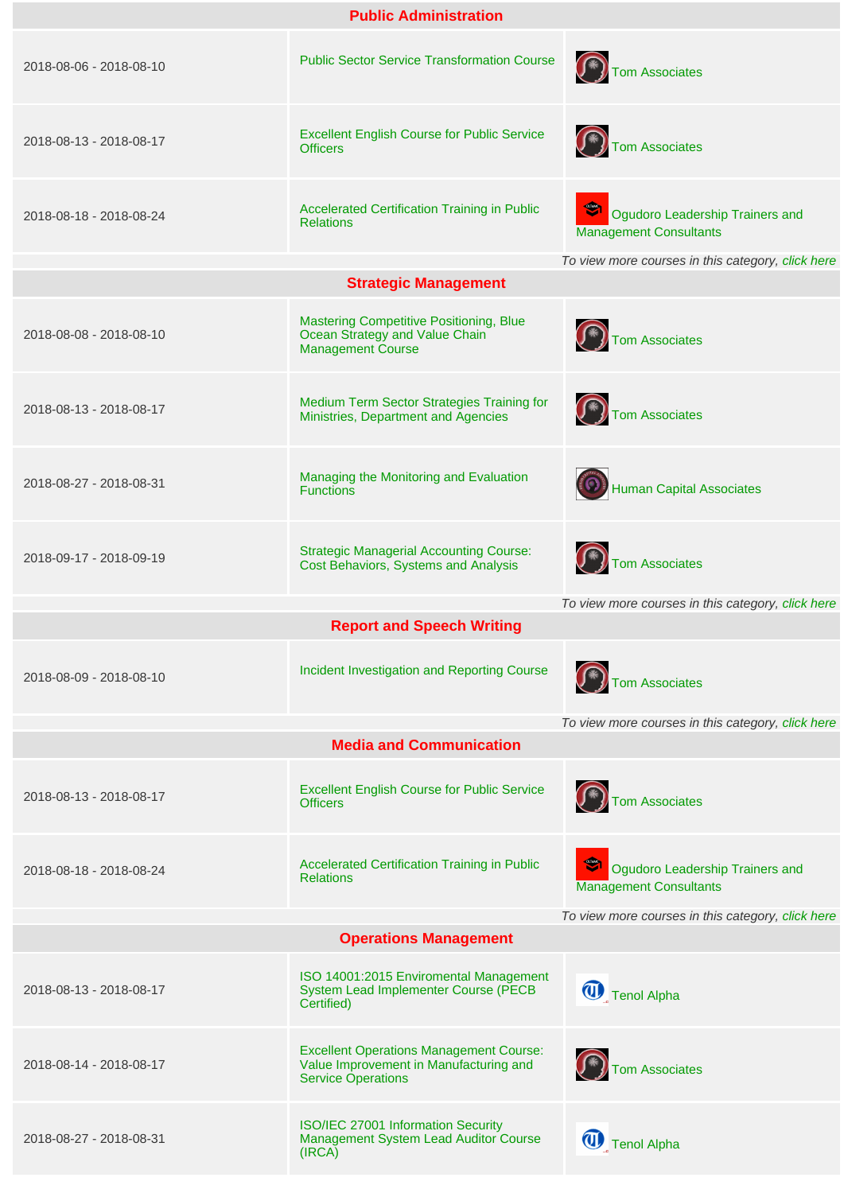| Public Administration | | |
|---|---|---|
| 2018-08-06 - 2018-08-10 | Public Sector Service Transformation Course | Tom Associates |
| 2018-08-13 - 2018-08-17 | Excellent English Course for Public Service Officers | Tom Associates |
| 2018-08-18 - 2018-08-24 | Accelerated Certification Training in Public Relations | Ogudoro Leadership Trainers and Management Consultants |

*To view more courses in this category, click here*

| Strategic Management | | |
|---|---|---|
| 2018-08-08 - 2018-08-10 | Mastering Competitive Positioning, Blue Ocean Strategy and Value Chain Management Course | Tom Associates |
| 2018-08-13 - 2018-08-17 | Medium Term Sector Strategies Training for Ministries, Department and Agencies | Tom Associates |
| 2018-08-27 - 2018-08-31 | Managing the Monitoring and Evaluation Functions | Human Capital Associates |
| 2018-09-17 - 2018-09-19 | Strategic Managerial Accounting Course: Cost Behaviors, Systems and Analysis | Tom Associates |

*To view more courses in this category, click here*

| Report and Speech Writing | | |
|---|---|---|
| 2018-08-09 - 2018-08-10 | Incident Investigation and Reporting Course | Tom Associates |

*To view more courses in this category, click here*

| Media and Communication | | |
|---|---|---|
| 2018-08-13 - 2018-08-17 | Excellent English Course for Public Service Officers | Tom Associates |
| 2018-08-18 - 2018-08-24 | Accelerated Certification Training in Public Relations | Ogudoro Leadership Trainers and Management Consultants |

*To view more courses in this category, click here*

| Operations Management | | |
|---|---|---|
| 2018-08-13 - 2018-08-17 | ISO 14001:2015 Enviromental Management System Lead Implementer Course (PECB Certified) | Tenol Alpha |
| 2018-08-14 - 2018-08-17 | Excellent Operations Management Course: Value Improvement in Manufacturing and Service Operations | Tom Associates |
| 2018-08-27 - 2018-08-31 | ISO/IEC 27001 Information Security Management System Lead Auditor Course (IRCA) | Tenol Alpha |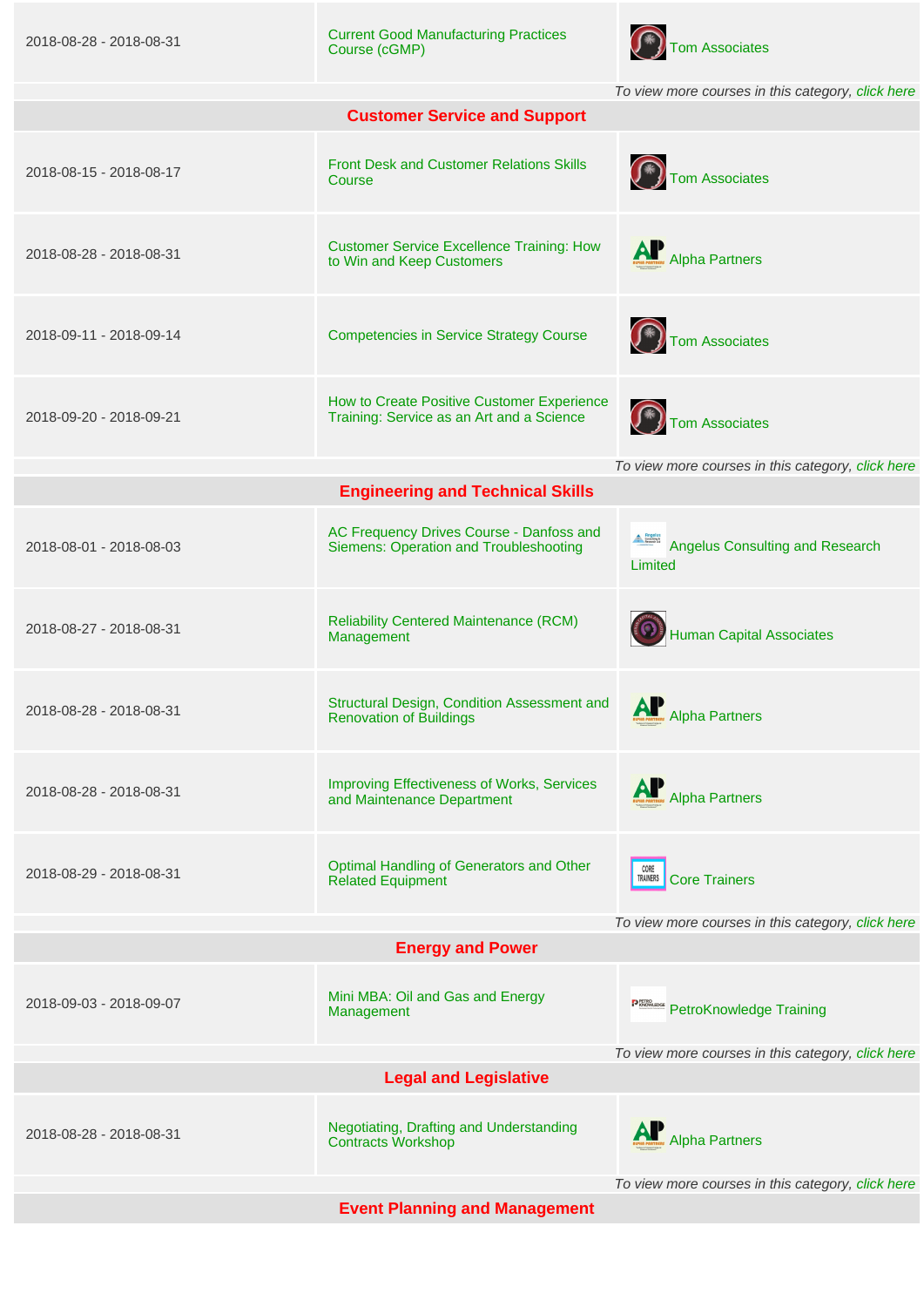| | | |
|---|---|---|
| 2018-08-28 - 2018-08-31 | Current Good Manufacturing Practices Course (cGMP) | Tom Associates |

*To view more courses in this category, click here*

## Customer Service and Support

| | | |
|---|---|---|
| 2018-08-15 - 2018-08-17 | Front Desk and Customer Relations Skills Course | Tom Associates |
| 2018-08-28 - 2018-08-31 | Customer Service Excellence Training: How to Win and Keep Customers | Alpha Partners |
| 2018-09-11 - 2018-09-14 | Competencies in Service Strategy Course | Tom Associates |
| 2018-09-20 - 2018-09-21 | How to Create Positive Customer Experience Training: Service as an Art and a Science | Tom Associates |

*To view more courses in this category, click here*

## Engineering and Technical Skills

| | | |
|---|---|---|
| 2018-08-01 - 2018-08-03 | AC Frequency Drives Course - Danfoss and Siemens: Operation and Troubleshooting | Angelus Consulting and Research Limited |
| 2018-08-27 - 2018-08-31 | Reliability Centered Maintenance (RCM) Management | Human Capital Associates |
| 2018-08-28 - 2018-08-31 | Structural Design, Condition Assessment and Renovation of Buildings | Alpha Partners |
| 2018-08-28 - 2018-08-31 | Improving Effectiveness of Works, Services and Maintenance Department | Alpha Partners |
| 2018-08-29 - 2018-08-31 | Optimal Handling of Generators and Other Related Equipment | Core Trainers |

*To view more courses in this category, click here*

## Energy and Power

| | | |
|---|---|---|
| 2018-09-03 - 2018-09-07 | Mini MBA: Oil and Gas and Energy Management | PetroKnowledge Training |

*To view more courses in this category, click here*

## Legal and Legislative

| | | |
|---|---|---|
| 2018-08-28 - 2018-08-31 | Negotiating, Drafting and Understanding Contracts Workshop | Alpha Partners |

*To view more courses in this category, click here*

## Event Planning and Management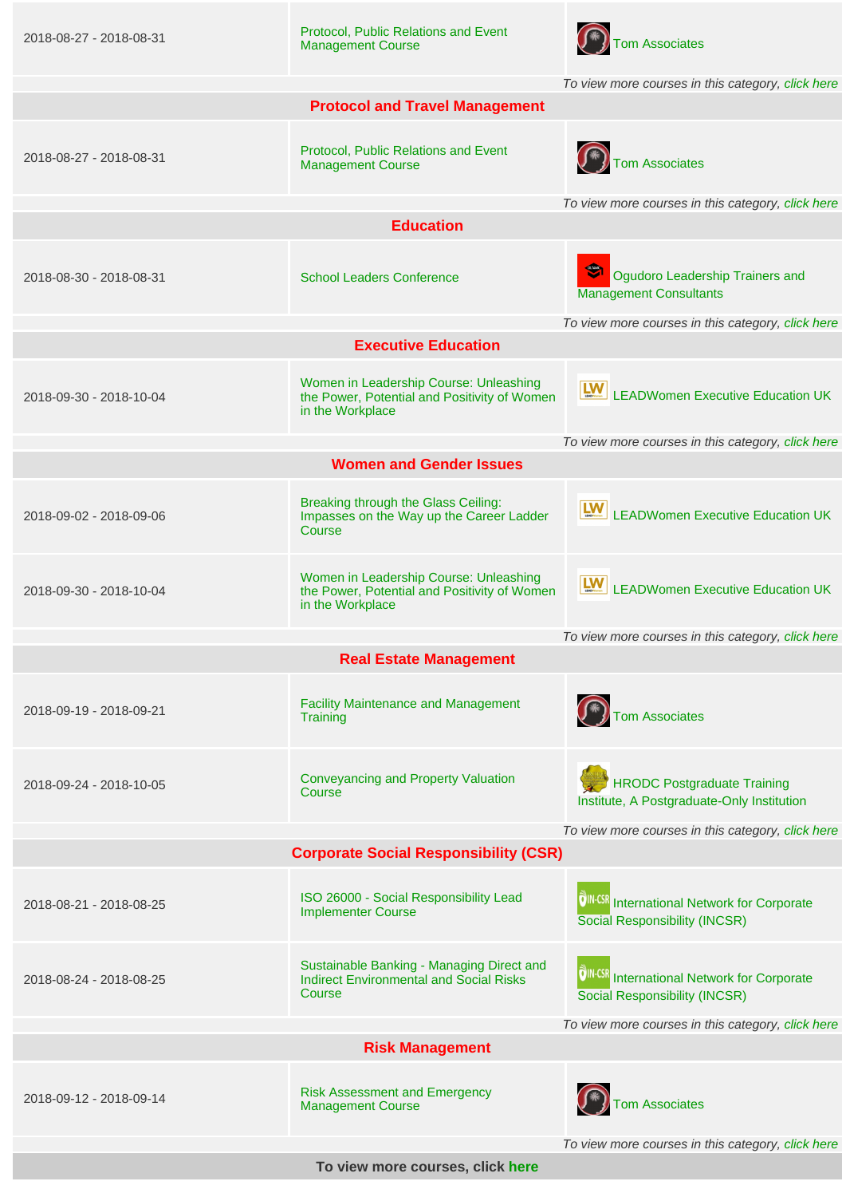| | | |
|---|---|---|
| 2018-08-27 - 2018-08-31 | Protocol, Public Relations and Event Management Course | Tom Associates |

*To view more courses in this category, click here*

### Protocol and Travel Management

| | | |
|---|---|---|
| 2018-08-27 - 2018-08-31 | Protocol, Public Relations and Event Management Course | Tom Associates |

*To view more courses in this category, click here*

### Education

| | | |
|---|---|---|
| 2018-08-30 - 2018-08-31 | School Leaders Conference | Ogudoro Leadership Trainers and Management Consultants |

*To view more courses in this category, click here*

### Executive Education

| | | |
|---|---|---|
| 2018-09-30 - 2018-10-04 | Women in Leadership Course: Unleashing the Power, Potential and Positivity of Women in the Workplace | LEADWomen Executive Education UK |

*To view more courses in this category, click here*

### Women and Gender Issues

| | | |
|---|---|---|
| 2018-09-02 - 2018-09-06 | Breaking through the Glass Ceiling: Impasses on the Way up the Career Ladder Course | LEADWomen Executive Education UK |
| 2018-09-30 - 2018-10-04 | Women in Leadership Course: Unleashing the Power, Potential and Positivity of Women in the Workplace | LEADWomen Executive Education UK |

*To view more courses in this category, click here*

### Real Estate Management

| | | |
|---|---|---|
| 2018-09-19 - 2018-09-21 | Facility Maintenance and Management Training | Tom Associates |
| 2018-09-24 - 2018-10-05 | Conveyancing and Property Valuation Course | HRODC Postgraduate Training Institute, A Postgraduate-Only Institution |

*To view more courses in this category, click here*

### Corporate Social Responsibility (CSR)

| | | |
|---|---|---|
| 2018-08-21 - 2018-08-25 | ISO 26000 - Social Responsibility Lead Implementer Course | International Network for Corporate Social Responsibility (INCSR) |
| 2018-08-24 - 2018-08-25 | Sustainable Banking - Managing Direct and Indirect Environmental and Social Risks Course | International Network for Corporate Social Responsibility (INCSR) |

*To view more courses in this category, click here*

### Risk Management

| | | |
|---|---|---|
| 2018-09-12 - 2018-09-14 | Risk Assessment and Emergency Management Course | Tom Associates |

*To view more courses in this category, click here*

**To view more courses, click here**